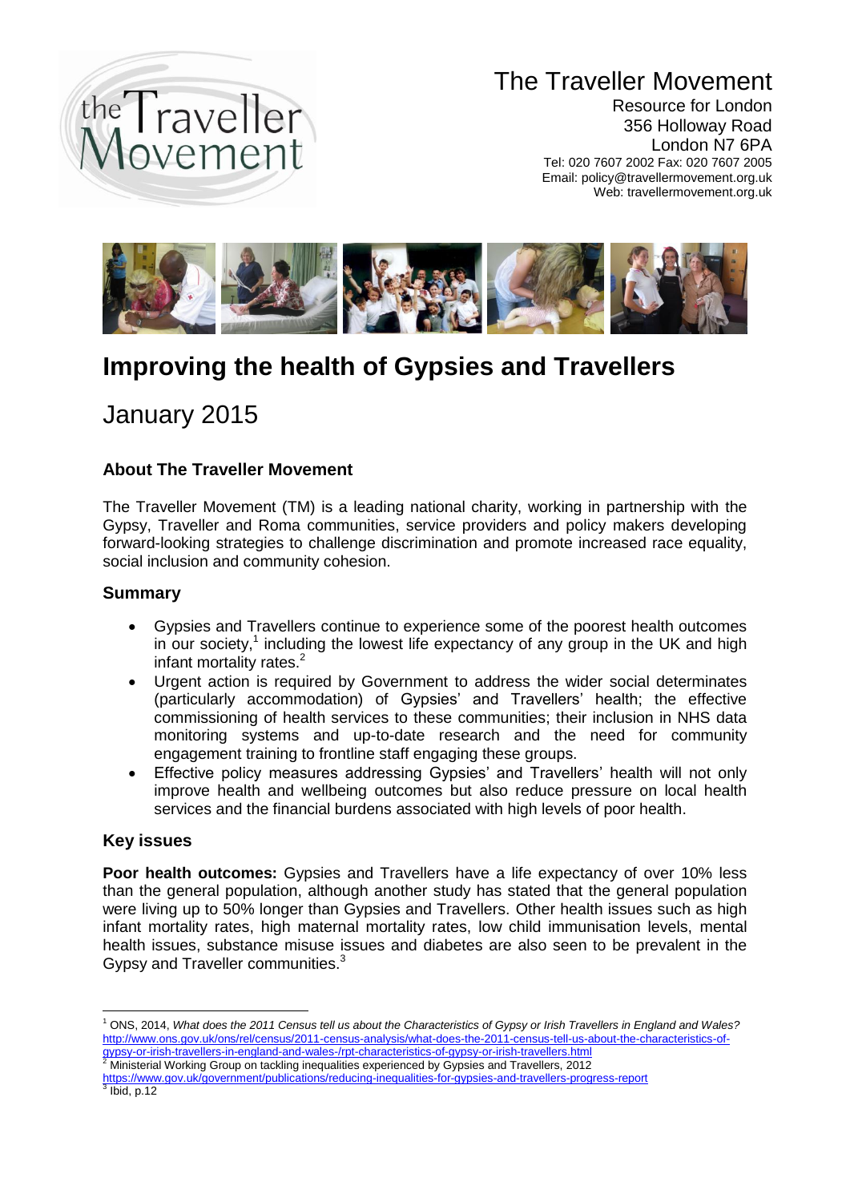# The Traveller Movement

Resource for London
356 Holloway Road
London N7 6PA
Tel: 020 7607 2002 Fax: 020 7607 2005
Email: policy@travellermovement.org.uk
Web: travellermovement.org.uk

# Improving the health of Gypsies and Travellers

## January 2015

### About The Traveller Movement

The Traveller Movement (TM) is a leading national charity, working in partnership with the Gypsy, Traveller and Roma communities, service providers and policy makers developing forward-looking strategies to challenge discrimination and promote increased race equality, social inclusion and community cohesion.

### Summary

- Gypsies and Travellers continue to experience some of the poorest health outcomes in our society,[1] including the lowest life expectancy of any group in the UK and high infant mortality rates.[2]
- Urgent action is required by Government to address the wider social determinates (particularly accommodation) of Gypsies' and Travellers' health; the effective commissioning of health services to these communities; their inclusion in NHS data monitoring systems and up-to-date research and the need for community engagement training to frontline staff engaging these groups.
- Effective policy measures addressing Gypsies' and Travellers' health will not only improve health and wellbeing outcomes but also reduce pressure on local health services and the financial burdens associated with high levels of poor health.

### Key issues

**Poor health outcomes:** Gypsies and Travellers have a life expectancy of over 10% less than the general population, although another study has stated that the general population were living up to 50% longer than Gypsies and Travellers. Other health issues such as high infant mortality rates, high maternal mortality rates, low child immunisation levels, mental health issues, substance misuse issues and diabetes are also seen to be prevalent in the Gypsy and Traveller communities.[3]

---

[1] ONS, 2014, *What does the 2011 Census tell us about the Characteristics of Gypsy or Irish Travellers in England and Wales?* http://www.ons.gov.uk/ons/rel/census/2011-census-analysis/what-does-the-2011-census-tell-us-about-the-characteristics-of-gypsy-or-irish-travellers-in-england-and-wales-/rpt-characteristics-of-gypsy-or-irish-travellers.html

[2] Ministerial Working Group on tackling inequalities experienced by Gypsies and Travellers, 2012 https://www.gov.uk/government/publications/reducing-inequalities-for-gypsies-and-travellers-progress-report

[3] Ibid, p.12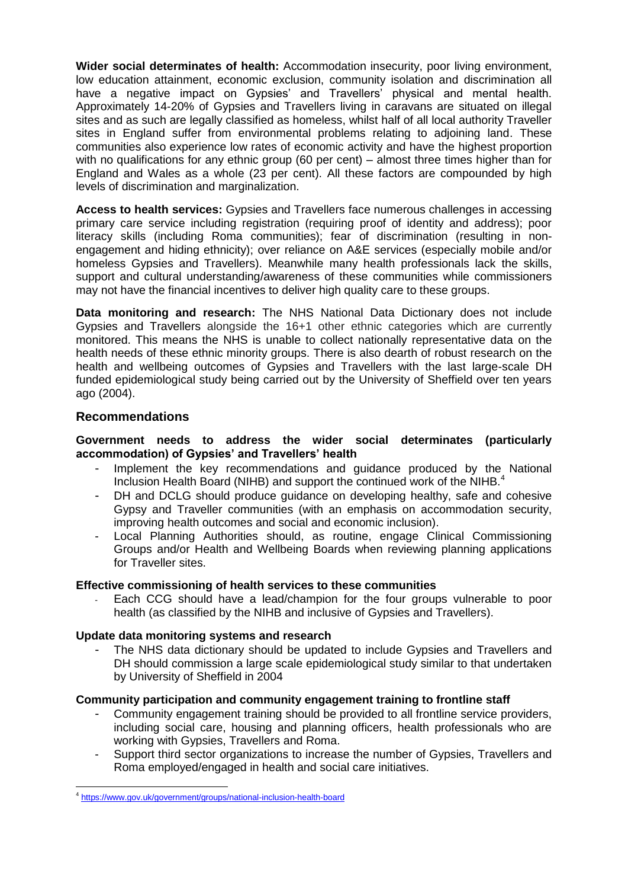**Wider social determinates of health:** Accommodation insecurity, poor living environment, low education attainment, economic exclusion, community isolation and discrimination all have a negative impact on Gypsies' and Travellers' physical and mental health. Approximately 14-20% of Gypsies and Travellers living in caravans are situated on illegal sites and as such are legally classified as homeless, whilst half of all local authority Traveller sites in England suffer from environmental problems relating to adjoining land. These communities also experience low rates of economic activity and have the highest proportion with no qualifications for any ethnic group (60 per cent) – almost three times higher than for England and Wales as a whole (23 per cent). All these factors are compounded by high levels of discrimination and marginalization.

**Access to health services:** Gypsies and Travellers face numerous challenges in accessing primary care service including registration (requiring proof of identity and address); poor literacy skills (including Roma communities); fear of discrimination (resulting in non-engagement and hiding ethnicity); over reliance on A&E services (especially mobile and/or homeless Gypsies and Travellers). Meanwhile many health professionals lack the skills, support and cultural understanding/awareness of these communities while commissioners may not have the financial incentives to deliver high quality care to these groups.

**Data monitoring and research:** The NHS National Data Dictionary does not include Gypsies and Travellers alongside the 16+1 other ethnic categories which are currently monitored. This means the NHS is unable to collect nationally representative data on the health needs of these ethnic minority groups. There is also dearth of robust research on the health and wellbeing outcomes of Gypsies and Travellers with the last large-scale DH funded epidemiological study being carried out by the University of Sheffield over ten years ago (2004).

## Recommendations

**Government needs to address the wider social determinates (particularly accommodation) of Gypsies' and Travellers' health**

- Implement the key recommendations and guidance produced by the National Inclusion Health Board (NIHB) and support the continued work of the NIHB.[4]
- DH and DCLG should produce guidance on developing healthy, safe and cohesive Gypsy and Traveller communities (with an emphasis on accommodation security, improving health outcomes and social and economic inclusion).
- Local Planning Authorities should, as routine, engage Clinical Commissioning Groups and/or Health and Wellbeing Boards when reviewing planning applications for Traveller sites.

**Effective commissioning of health services to these communities**

- Each CCG should have a lead/champion for the four groups vulnerable to poor health (as classified by the NIHB and inclusive of Gypsies and Travellers).

**Update data monitoring systems and research**

- The NHS data dictionary should be updated to include Gypsies and Travellers and DH should commission a large scale epidemiological study similar to that undertaken by University of Sheffield in 2004

**Community participation and community engagement training to frontline staff**

- Community engagement training should be provided to all frontline service providers, including social care, housing and planning officers, health professionals who are working with Gypsies, Travellers and Roma.
- Support third sector organizations to increase the number of Gypsies, Travellers and Roma employed/engaged in health and social care initiatives.

[4] https://www.gov.uk/government/groups/national-inclusion-health-board